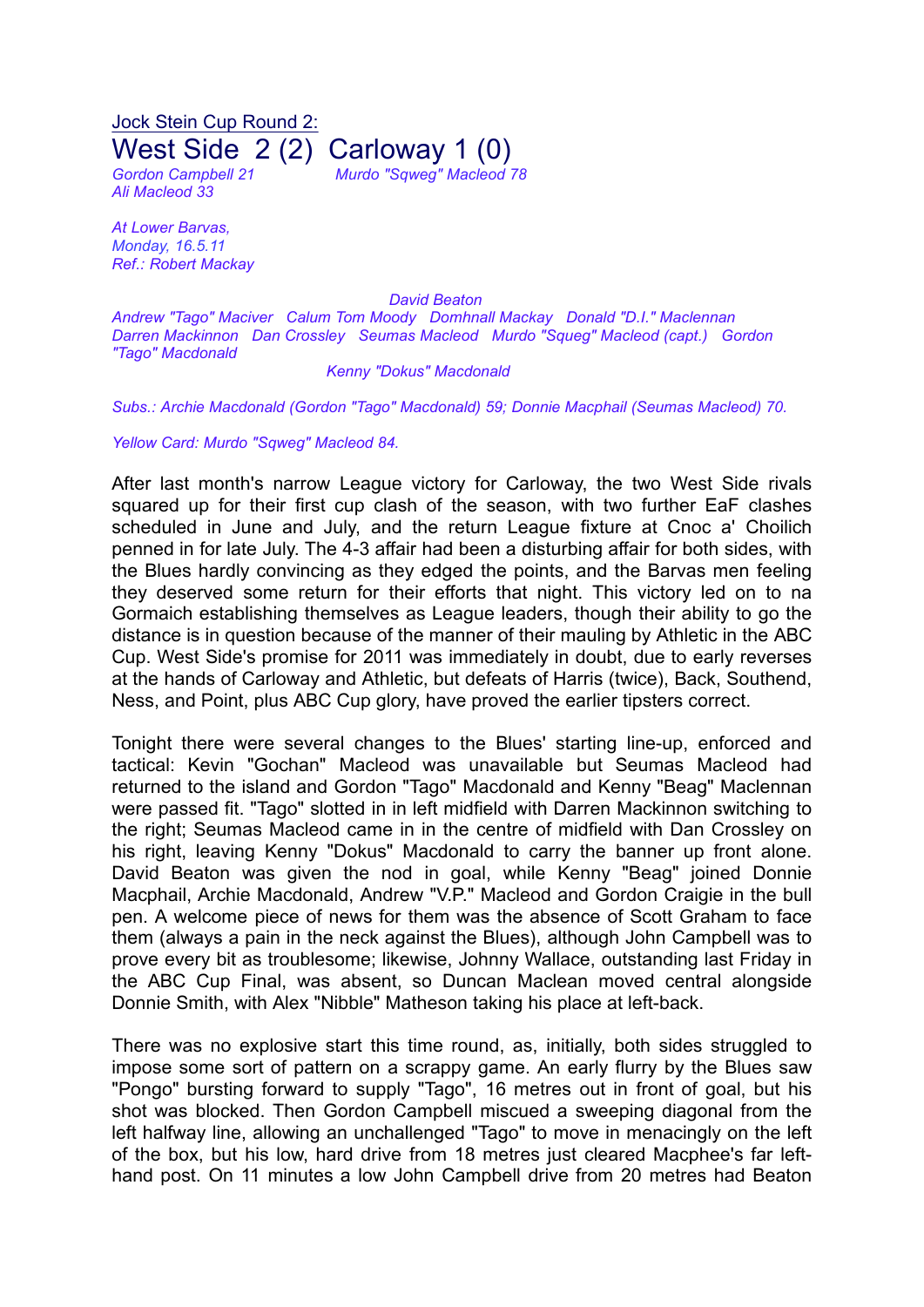Jock Stein Cup Round 2:

# West Side 2 (2) Carloway 1 (0)

*Gordon Campbell 21* *Murdo "Sqweg" Macleod 78*
*Ali Macleod 33*

*At Lower Barvas,*
*Monday, 16.5.11*
*Ref.: Robert Mackay*

*David Beaton*
*Andrew "Tago" Maciver Calum Tom Moody Domhnall Mackay Donald "D.I." Maclennan*
*Darren Mackinnon Dan Crossley Seumas Macleod Murdo "Squeg" Macleod (capt.) Gordon "Tago" Macdonald*
*Kenny "Dokus" Macdonald*

*Subs.: Archie Macdonald (Gordon "Tago" Macdonald) 59; Donnie Macphail (Seumas Macleod) 70.*

*Yellow Card: Murdo "Sqweg" Macleod 84.*

After last month's narrow League victory for Carloway, the two West Side rivals squared up for their first cup clash of the season, with two further EaF clashes scheduled in June and July, and the return League fixture at Cnoc a' Choilich penned in for late July. The 4-3 affair had been a disturbing affair for both sides, with the Blues hardly convincing as they edged the points, and the Barvas men feeling they deserved some return for their efforts that night. This victory led on to na Gormaich establishing themselves as League leaders, though their ability to go the distance is in question because of the manner of their mauling by Athletic in the ABC Cup. West Side's promise for 2011 was immediately in doubt, due to early reverses at the hands of Carloway and Athletic, but defeats of Harris (twice), Back, Southend, Ness, and Point, plus ABC Cup glory, have proved the earlier tipsters correct.

Tonight there were several changes to the Blues' starting line-up, enforced and tactical: Kevin "Gochan" Macleod was unavailable but Seumas Macleod had returned to the island and Gordon "Tago" Macdonald and Kenny "Beag" Maclennan were passed fit. "Tago" slotted in in left midfield with Darren Mackinnon switching to the right; Seumas Macleod came in in the centre of midfield with Dan Crossley on his right, leaving Kenny "Dokus" Macdonald to carry the banner up front alone. David Beaton was given the nod in goal, while Kenny "Beag" joined Donnie Macphail, Archie Macdonald, Andrew "V.P." Macleod and Gordon Craigie in the bull pen. A welcome piece of news for them was the absence of Scott Graham to face them (always a pain in the neck against the Blues), although John Campbell was to prove every bit as troublesome; likewise, Johnny Wallace, outstanding last Friday in the ABC Cup Final, was absent, so Duncan Maclean moved central alongside Donnie Smith, with Alex "Nibble" Matheson taking his place at left-back.

There was no explosive start this time round, as, initially, both sides struggled to impose some sort of pattern on a scrappy game. An early flurry by the Blues saw "Pongo" bursting forward to supply "Tago", 16 metres out in front of goal, but his shot was blocked. Then Gordon Campbell miscued a sweeping diagonal from the left halfway line, allowing an unchallenged "Tago" to move in menacingly on the left of the box, but his low, hard drive from 18 metres just cleared Macphee's far left-hand post. On 11 minutes a low John Campbell drive from 20 metres had Beaton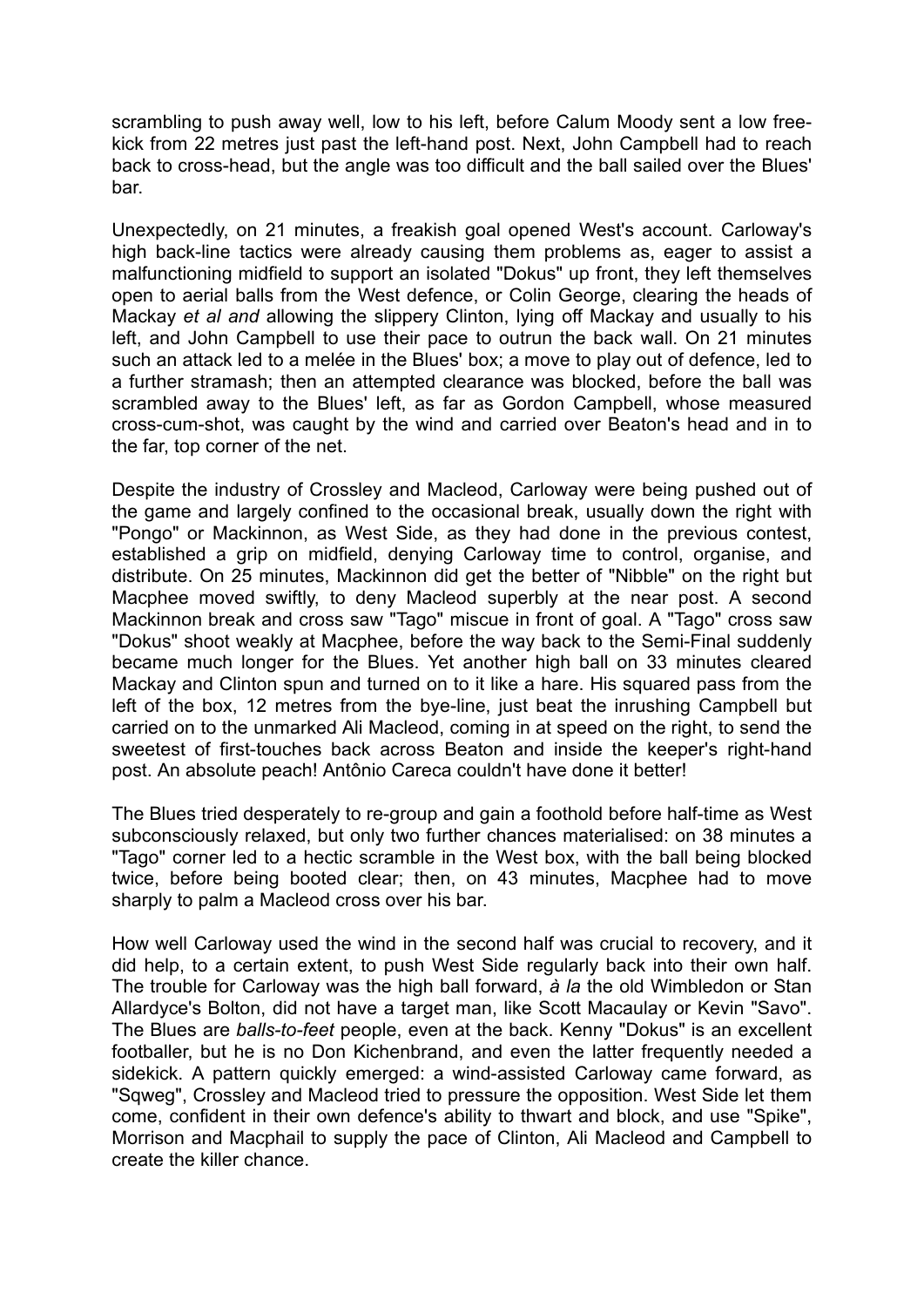scrambling to push away well, low to his left, before Calum Moody sent a low free-kick from 22 metres just past the left-hand post. Next, John Campbell had to reach back to cross-head, but the angle was too difficult and the ball sailed over the Blues' bar.

Unexpectedly, on 21 minutes, a freakish goal opened West's account. Carloway's high back-line tactics were already causing them problems as, eager to assist a malfunctioning midfield to support an isolated "Dokus" up front, they left themselves open to aerial balls from the West defence, or Colin George, clearing the heads of Mackay *et al and* allowing the slippery Clinton, lying off Mackay and usually to his left, and John Campbell to use their pace to outrun the back wall. On 21 minutes such an attack led to a melée in the Blues' box; a move to play out of defence, led to a further stramash; then an attempted clearance was blocked, before the ball was scrambled away to the Blues' left, as far as Gordon Campbell, whose measured cross-cum-shot, was caught by the wind and carried over Beaton's head and in to the far, top corner of the net.

Despite the industry of Crossley and Macleod, Carloway were being pushed out of the game and largely confined to the occasional break, usually down the right with "Pongo" or Mackinnon, as West Side, as they had done in the previous contest, established a grip on midfield, denying Carloway time to control, organise, and distribute. On 25 minutes, Mackinnon did get the better of "Nibble" on the right but Macphee moved swiftly, to deny Macleod superbly at the near post. A second Mackinnon break and cross saw "Tago" miscue in front of goal. A "Tago" cross saw "Dokus" shoot weakly at Macphee, before the way back to the Semi-Final suddenly became much longer for the Blues. Yet another high ball on 33 minutes cleared Mackay and Clinton spun and turned on to it like a hare. His squared pass from the left of the box, 12 metres from the bye-line, just beat the inrushing Campbell but carried on to the unmarked Ali Macleod, coming in at speed on the right, to send the sweetest of first-touches back across Beaton and inside the keeper's right-hand post. An absolute peach! Antônio Careca couldn't have done it better!

The Blues tried desperately to re-group and gain a foothold before half-time as West subconsciously relaxed, but only two further chances materialised: on 38 minutes a "Tago" corner led to a hectic scramble in the West box, with the ball being blocked twice, before being booted clear; then, on 43 minutes, Macphee had to move sharply to palm a Macleod cross over his bar.

How well Carloway used the wind in the second half was crucial to recovery, and it did help, to a certain extent, to push West Side regularly back into their own half. The trouble for Carloway was the high ball forward, *à la* the old Wimbledon or Stan Allardyce's Bolton, did not have a target man, like Scott Macaulay or Kevin "Savo". The Blues are *balls-to-feet* people, even at the back. Kenny "Dokus" is an excellent footballer, but he is no Don Kichenbrand, and even the latter frequently needed a sidekick. A pattern quickly emerged: a wind-assisted Carloway came forward, as "Sqweg", Crossley and Macleod tried to pressure the opposition. West Side let them come, confident in their own defence's ability to thwart and block, and use "Spike", Morrison and Macphail to supply the pace of Clinton, Ali Macleod and Campbell to create the killer chance.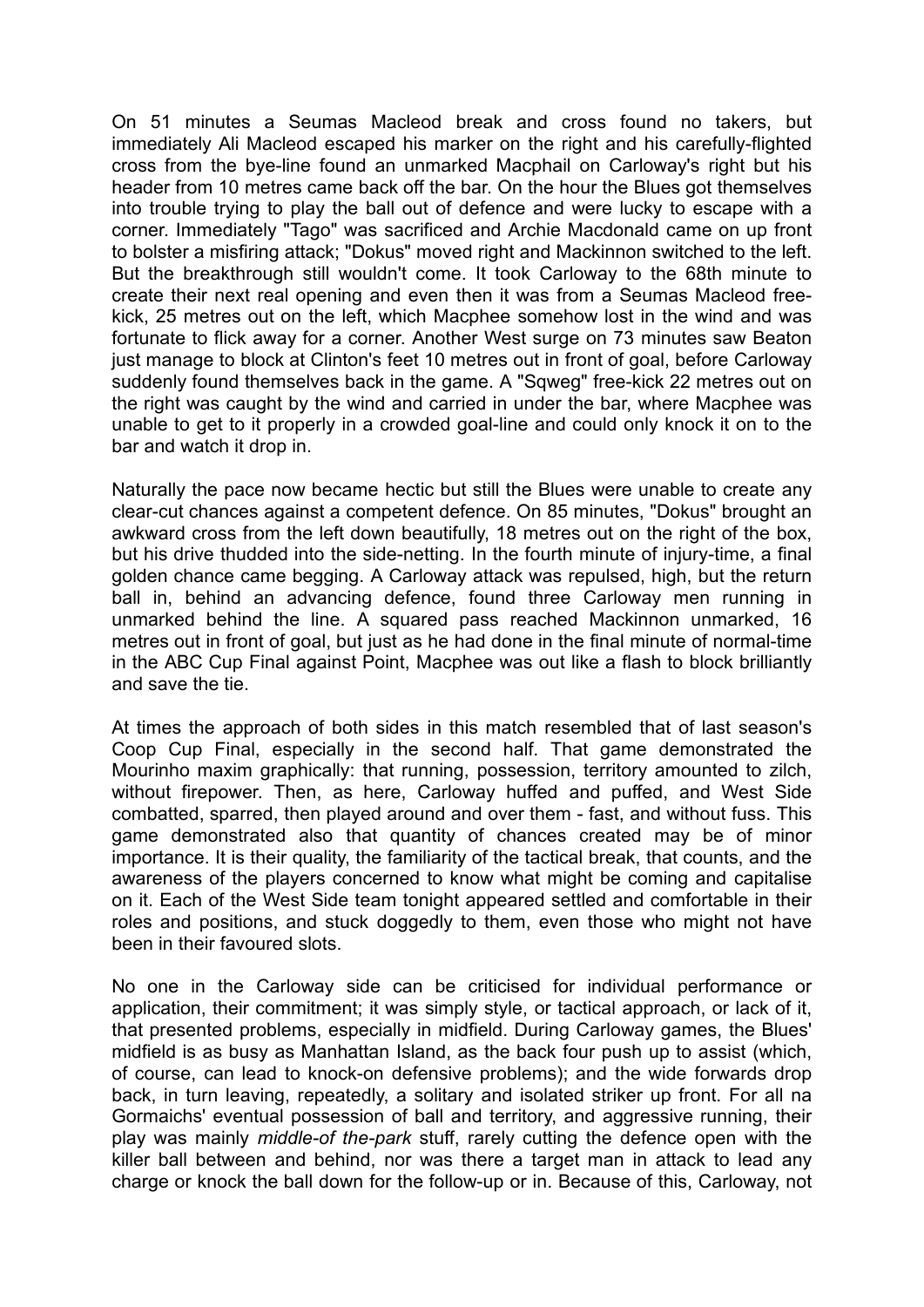On 51 minutes a Seumas Macleod break and cross found no takers, but immediately Ali Macleod escaped his marker on the right and his carefully-flighted cross from the bye-line found an unmarked Macphail on Carloway's right but his header from 10 metres came back off the bar. On the hour the Blues got themselves into trouble trying to play the ball out of defence and were lucky to escape with a corner. Immediately "Tago" was sacrificed and Archie Macdonald came on up front to bolster a misfiring attack; "Dokus" moved right and Mackinnon switched to the left. But the breakthrough still wouldn't come. It took Carloway to the 68th minute to create their next real opening and even then it was from a Seumas Macleod free-kick, 25 metres out on the left, which Macphee somehow lost in the wind and was fortunate to flick away for a corner. Another West surge on 73 minutes saw Beaton just manage to block at Clinton's feet 10 metres out in front of goal, before Carloway suddenly found themselves back in the game. A "Sqweg" free-kick 22 metres out on the right was caught by the wind and carried in under the bar, where Macphee was unable to get to it properly in a crowded goal-line and could only knock it on to the bar and watch it drop in.

Naturally the pace now became hectic but still the Blues were unable to create any clear-cut chances against a competent defence. On 85 minutes, "Dokus" brought an awkward cross from the left down beautifully, 18 metres out on the right of the box, but his drive thudded into the side-netting. In the fourth minute of injury-time, a final golden chance came begging. A Carloway attack was repulsed, high, but the return ball in, behind an advancing defence, found three Carloway men running in unmarked behind the line. A squared pass reached Mackinnon unmarked, 16 metres out in front of goal, but just as he had done in the final minute of normal-time in the ABC Cup Final against Point, Macphee was out like a flash to block brilliantly and save the tie.

At times the approach of both sides in this match resembled that of last season's Coop Cup Final, especially in the second half. That game demonstrated the Mourinho maxim graphically: that running, possession, territory amounted to zilch, without firepower. Then, as here, Carloway huffed and puffed, and West Side combatted, sparred, then played around and over them - fast, and without fuss. This game demonstrated also that quantity of chances created may be of minor importance. It is their quality, the familiarity of the tactical break, that counts, and the awareness of the players concerned to know what might be coming and capitalise on it. Each of the West Side team tonight appeared settled and comfortable in their roles and positions, and stuck doggedly to them, even those who might not have been in their favoured slots.

No one in the Carloway side can be criticised for individual performance or application, their commitment; it was simply style, or tactical approach, or lack of it, that presented problems, especially in midfield. During Carloway games, the Blues' midfield is as busy as Manhattan Island, as the back four push up to assist (which, of course, can lead to knock-on defensive problems); and the wide forwards drop back, in turn leaving, repeatedly, a solitary and isolated striker up front. For all na Gormaichs' eventual possession of ball and territory, and aggressive running, their play was mainly *middle-of the-park* stuff, rarely cutting the defence open with the killer ball between and behind, nor was there a target man in attack to lead any charge or knock the ball down for the follow-up or in. Because of this, Carloway, not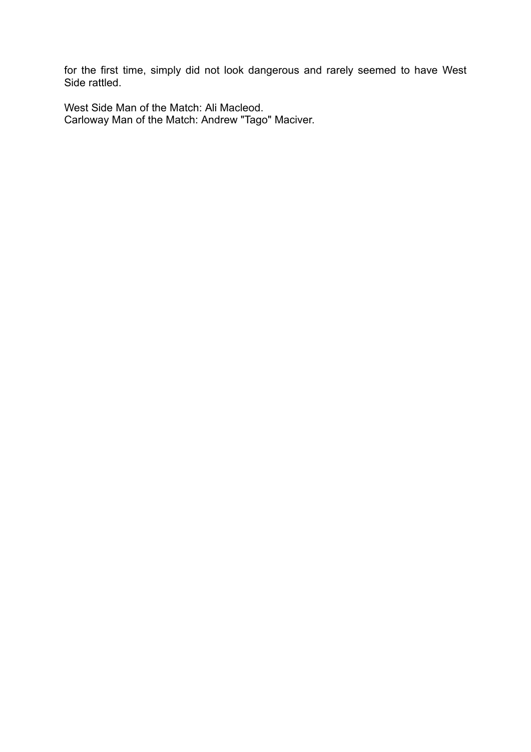for the first time, simply did not look dangerous and rarely seemed to have West Side rattled.

West Side Man of the Match: Ali Macleod.
Carloway Man of the Match: Andrew "Tago" Maciver.